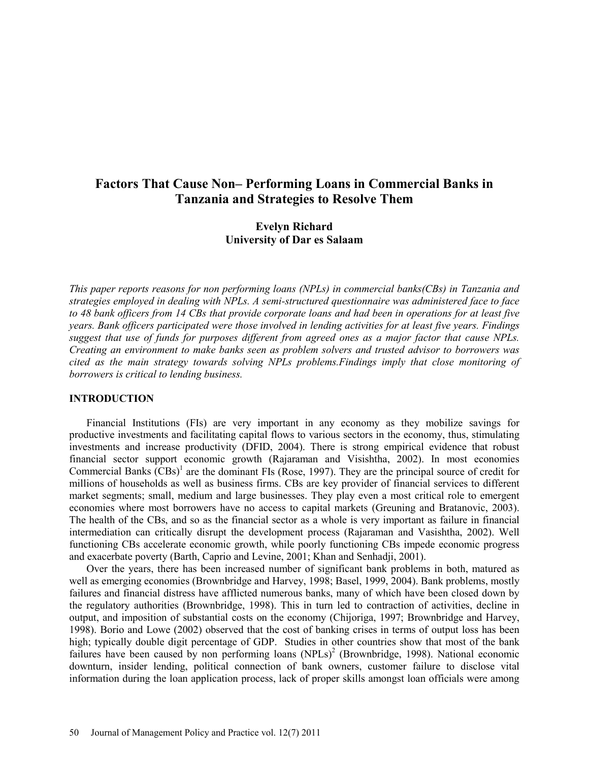# Factors That Cause Non– Performing Loans in Commercial Banks in Tanzania and Strategies to Resolve Them

**Evelyn Richard**
**University of Dar es Salaam**

*This paper reports reasons for non performing loans (NPLs) in commercial banks(CBs) in Tanzania and strategies employed in dealing with NPLs. A semi-structured questionnaire was administered face to face to 48 bank officers from 14 CBs that provide corporate loans and had been in operations for at least five years. Bank officers participated were those involved in lending activities for at least five years. Findings suggest that use of funds for purposes different from agreed ones as a major factor that cause NPLs. Creating an environment to make banks seen as problem solvers and trusted advisor to borrowers was cited as the main strategy towards solving NPLs problems.Findings imply that close monitoring of borrowers is critical to lending business.*

## INTRODUCTION

Financial Institutions (FIs) are very important in any economy as they mobilize savings for productive investments and facilitating capital flows to various sectors in the economy, thus, stimulating investments and increase productivity (DFID, 2004). There is strong empirical evidence that robust financial sector support economic growth (Rajaraman and Visishtha, 2002). In most economies Commercial Banks (CBs)[1] are the dominant FIs (Rose, 1997). They are the principal source of credit for millions of households as well as business firms. CBs are key provider of financial services to different market segments; small, medium and large businesses. They play even a most critical role to emergent economies where most borrowers have no access to capital markets (Greuning and Bratanovic, 2003). The health of the CBs, and so as the financial sector as a whole is very important as failure in financial intermediation can critically disrupt the development process (Rajaraman and Vasishtha, 2002). Well functioning CBs accelerate economic growth, while poorly functioning CBs impede economic progress and exacerbate poverty (Barth, Caprio and Levine, 2001; Khan and Senhadji, 2001).

Over the years, there has been increased number of significant bank problems in both, matured as well as emerging economies (Brownbridge and Harvey, 1998; Basel, 1999, 2004). Bank problems, mostly failures and financial distress have afflicted numerous banks, many of which have been closed down by the regulatory authorities (Brownbridge, 1998). This in turn led to contraction of activities, decline in output, and imposition of substantial costs on the economy (Chijoriga, 1997; Brownbridge and Harvey, 1998). Borio and Lowe (2002) observed that the cost of banking crises in terms of output loss has been high; typically double digit percentage of GDP. Studies in other countries show that most of the bank failures have been caused by non performing loans (NPLs)[2] (Brownbridge, 1998). National economic downturn, insider lending, political connection of bank owners, customer failure to disclose vital information during the loan application process, lack of proper skills amongst loan officials were among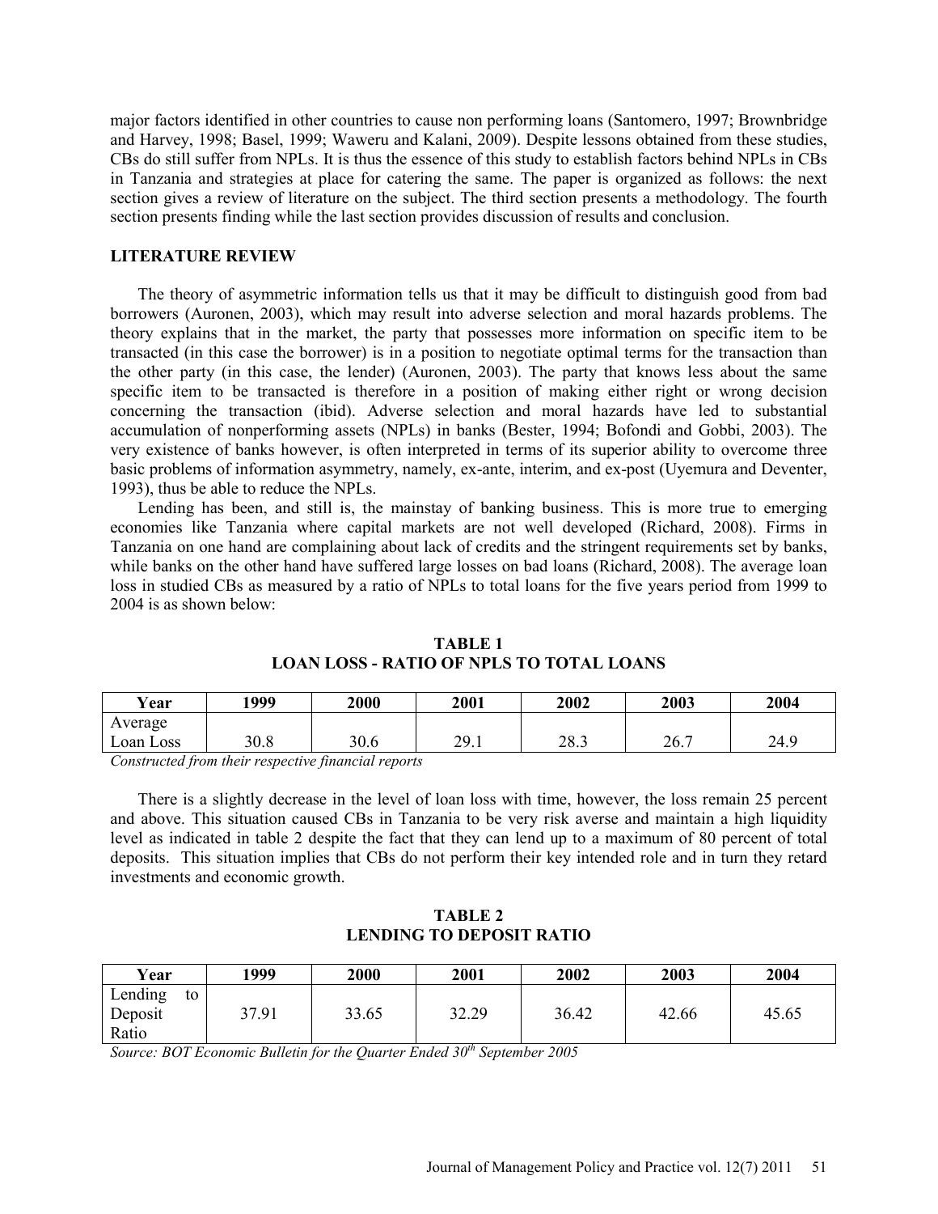major factors identified in other countries to cause non performing loans (Santomero, 1997; Brownbridge and Harvey, 1998; Basel, 1999; Waweru and Kalani, 2009). Despite lessons obtained from these studies, CBs do still suffer from NPLs. It is thus the essence of this study to establish factors behind NPLs in CBs in Tanzania and strategies at place for catering the same. The paper is organized as follows: the next section gives a review of literature on the subject. The third section presents a methodology. The fourth section presents finding while the last section provides discussion of results and conclusion.

## LITERATURE REVIEW

The theory of asymmetric information tells us that it may be difficult to distinguish good from bad borrowers (Auronen, 2003), which may result into adverse selection and moral hazards problems. The theory explains that in the market, the party that possesses more information on specific item to be transacted (in this case the borrower) is in a position to negotiate optimal terms for the transaction than the other party (in this case, the lender) (Auronen, 2003). The party that knows less about the same specific item to be transacted is therefore in a position of making either right or wrong decision concerning the transaction (ibid). Adverse selection and moral hazards have led to substantial accumulation of nonperforming assets (NPLs) in banks (Bester, 1994; Bofondi and Gobbi, 2003). The very existence of banks however, is often interpreted in terms of its superior ability to overcome three basic problems of information asymmetry, namely, ex-ante, interim, and ex-post (Uyemura and Deventer, 1993), thus be able to reduce the NPLs.

Lending has been, and still is, the mainstay of banking business. This is more true to emerging economies like Tanzania where capital markets are not well developed (Richard, 2008). Firms in Tanzania on one hand are complaining about lack of credits and the stringent requirements set by banks, while banks on the other hand have suffered large losses on bad loans (Richard, 2008). The average loan loss in studied CBs as measured by a ratio of NPLs to total loans for the five years period from 1999 to 2004 is as shown below:

**TABLE 1**
**LOAN LOSS - RATIO OF NPLS TO TOTAL LOANS**

| Year | 1999 | 2000 | 2001 | 2002 | 2003 | 2004 |
|---|---|---|---|---|---|---|
| Average Loan Loss | 30.8 | 30.6 | 29.1 | 28.3 | 26.7 | 24.9 |

*Constructed from their respective financial reports*

There is a slightly decrease in the level of loan loss with time, however, the loss remain 25 percent and above. This situation caused CBs in Tanzania to be very risk averse and maintain a high liquidity level as indicated in table 2 despite the fact that they can lend up to a maximum of 80 percent of total deposits. This situation implies that CBs do not perform their key intended role and in turn they retard investments and economic growth.

**TABLE 2**
**LENDING TO DEPOSIT RATIO**

| Year | 1999 | 2000 | 2001 | 2002 | 2003 | 2004 |
|---|---|---|---|---|---|---|
| Lending to Deposit Ratio | 37.91 | 33.65 | 32.29 | 36.42 | 42.66 | 45.65 |

*Source: BOT Economic Bulletin for the Quarter Ended 30th September 2005*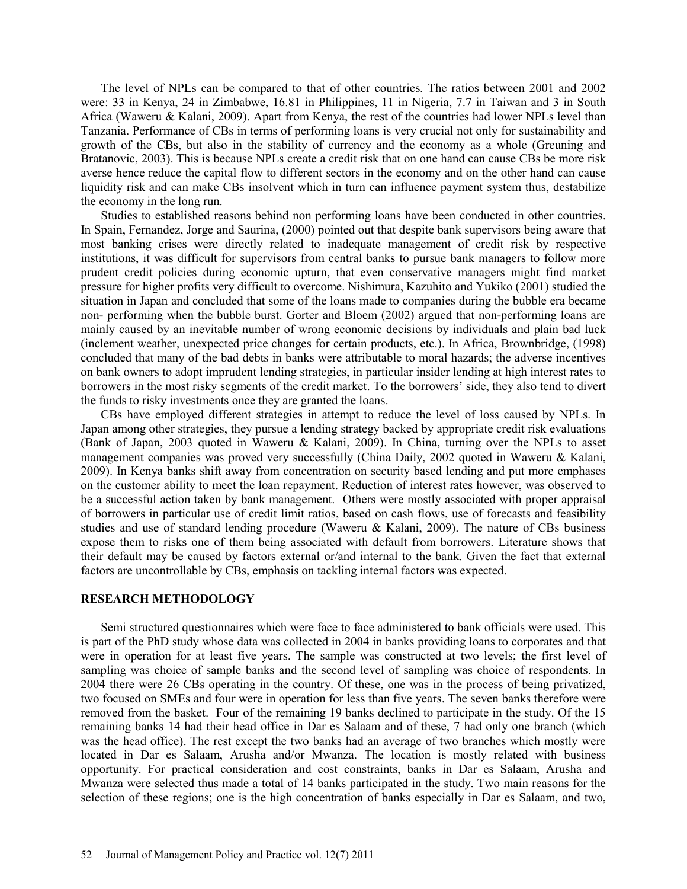The level of NPLs can be compared to that of other countries. The ratios between 2001 and 2002 were: 33 in Kenya, 24 in Zimbabwe, 16.81 in Philippines, 11 in Nigeria, 7.7 in Taiwan and 3 in South Africa (Waweru & Kalani, 2009). Apart from Kenya, the rest of the countries had lower NPLs level than Tanzania. Performance of CBs in terms of performing loans is very crucial not only for sustainability and growth of the CBs, but also in the stability of currency and the economy as a whole (Greuning and Bratanovic, 2003). This is because NPLs create a credit risk that on one hand can cause CBs be more risk averse hence reduce the capital flow to different sectors in the economy and on the other hand can cause liquidity risk and can make CBs insolvent which in turn can influence payment system thus, destabilize the economy in the long run.

Studies to established reasons behind non performing loans have been conducted in other countries. In Spain, Fernandez, Jorge and Saurina, (2000) pointed out that despite bank supervisors being aware that most banking crises were directly related to inadequate management of credit risk by respective institutions, it was difficult for supervisors from central banks to pursue bank managers to follow more prudent credit policies during economic upturn, that even conservative managers might find market pressure for higher profits very difficult to overcome. Nishimura, Kazuhito and Yukiko (2001) studied the situation in Japan and concluded that some of the loans made to companies during the bubble era became non- performing when the bubble burst. Gorter and Bloem (2002) argued that non-performing loans are mainly caused by an inevitable number of wrong economic decisions by individuals and plain bad luck (inclement weather, unexpected price changes for certain products, etc.). In Africa, Brownbridge, (1998) concluded that many of the bad debts in banks were attributable to moral hazards; the adverse incentives on bank owners to adopt imprudent lending strategies, in particular insider lending at high interest rates to borrowers in the most risky segments of the credit market. To the borrowers' side, they also tend to divert the funds to risky investments once they are granted the loans.

CBs have employed different strategies in attempt to reduce the level of loss caused by NPLs. In Japan among other strategies, they pursue a lending strategy backed by appropriate credit risk evaluations (Bank of Japan, 2003 quoted in Waweru & Kalani, 2009). In China, turning over the NPLs to asset management companies was proved very successfully (China Daily, 2002 quoted in Waweru & Kalani, 2009). In Kenya banks shift away from concentration on security based lending and put more emphases on the customer ability to meet the loan repayment. Reduction of interest rates however, was observed to be a successful action taken by bank management. Others were mostly associated with proper appraisal of borrowers in particular use of credit limit ratios, based on cash flows, use of forecasts and feasibility studies and use of standard lending procedure (Waweru & Kalani, 2009). The nature of CBs business expose them to risks one of them being associated with default from borrowers. Literature shows that their default may be caused by factors external or/and internal to the bank. Given the fact that external factors are uncontrollable by CBs, emphasis on tackling internal factors was expected.

## RESEARCH METHODOLOGY

Semi structured questionnaires which were face to face administered to bank officials were used. This is part of the PhD study whose data was collected in 2004 in banks providing loans to corporates and that were in operation for at least five years. The sample was constructed at two levels; the first level of sampling was choice of sample banks and the second level of sampling was choice of respondents. In 2004 there were 26 CBs operating in the country. Of these, one was in the process of being privatized, two focused on SMEs and four were in operation for less than five years. The seven banks therefore were removed from the basket. Four of the remaining 19 banks declined to participate in the study. Of the 15 remaining banks 14 had their head office in Dar es Salaam and of these, 7 had only one branch (which was the head office). The rest except the two banks had an average of two branches which mostly were located in Dar es Salaam, Arusha and/or Mwanza. The location is mostly related with business opportunity. For practical consideration and cost constraints, banks in Dar es Salaam, Arusha and Mwanza were selected thus made a total of 14 banks participated in the study. Two main reasons for the selection of these regions; one is the high concentration of banks especially in Dar es Salaam, and two,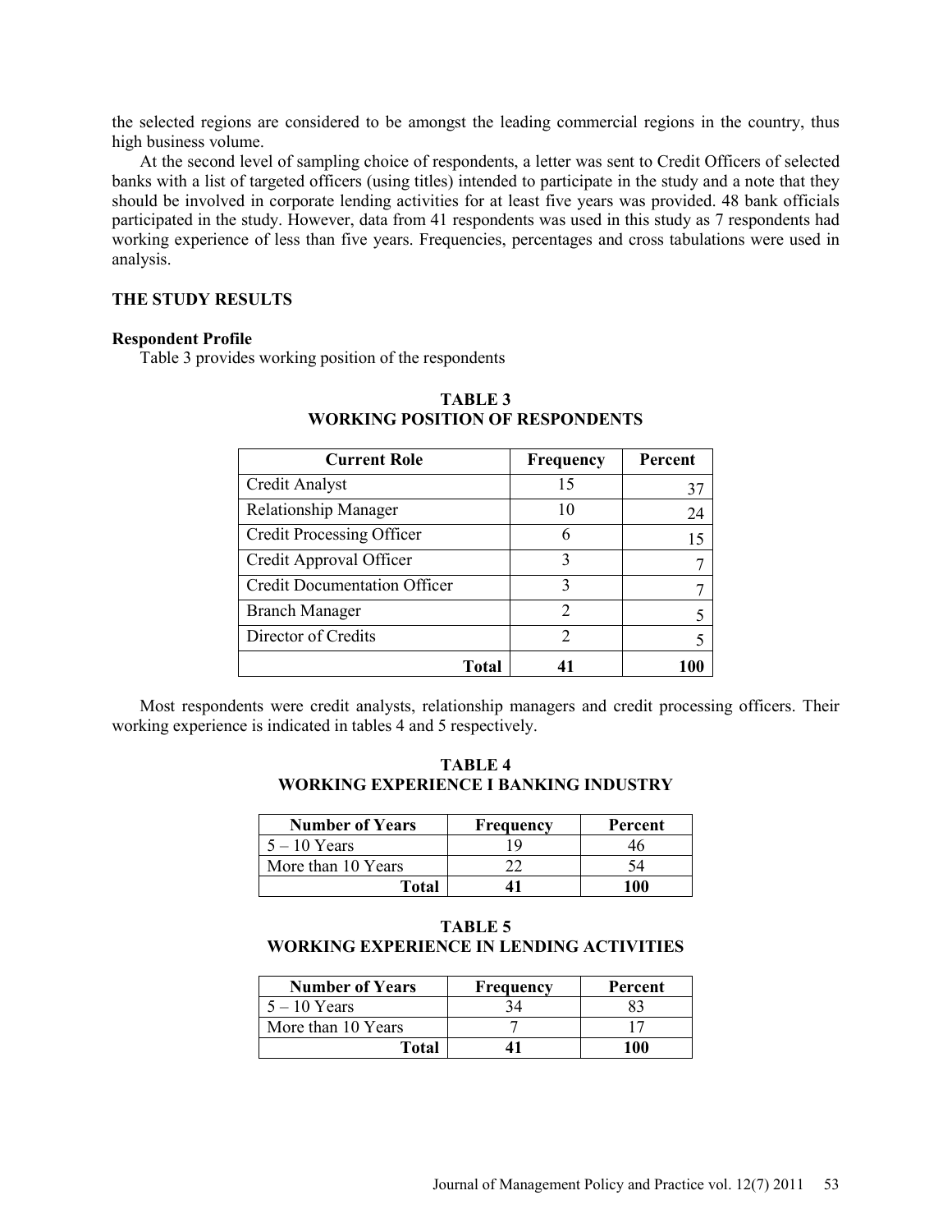the selected regions are considered to be amongst the leading commercial regions in the country, thus high business volume.

At the second level of sampling choice of respondents, a letter was sent to Credit Officers of selected banks with a list of targeted officers (using titles) intended to participate in the study and a note that they should be involved in corporate lending activities for at least five years was provided. 48 bank officials participated in the study. However, data from 41 respondents was used in this study as 7 respondents had working experience of less than five years. Frequencies, percentages and cross tabulations were used in analysis.

## THE STUDY RESULTS

### Respondent Profile

Table 3 provides working position of the respondents

**TABLE 3**
**WORKING POSITION OF RESPONDENTS**

| Current Role | Frequency | Percent |
|---|---|---|
| Credit Analyst | 15 | 37 |
| Relationship Manager | 10 | 24 |
| Credit Processing Officer | 6 | 15 |
| Credit Approval Officer | 3 | 7 |
| Credit Documentation Officer | 3 | 7 |
| Branch Manager | 2 | 5 |
| Director of Credits | 2 | 5 |
| **Total** | **41** | **100** |

Most respondents were credit analysts, relationship managers and credit processing officers. Their working experience is indicated in tables 4 and 5 respectively.

**TABLE 4**
**WORKING EXPERIENCE I BANKING INDUSTRY**

| Number of Years | Frequency | Percent |
|---|---|---|
| 5 – 10 Years | 19 | 46 |
| More than 10 Years | 22 | 54 |
| **Total** | **41** | **100** |

**TABLE 5**
**WORKING EXPERIENCE IN LENDING ACTIVITIES**

| Number of Years | Frequency | Percent |
|---|---|---|
| 5 – 10 Years | 34 | 83 |
| More than 10 Years | 7 | 17 |
| **Total** | **41** | **100** |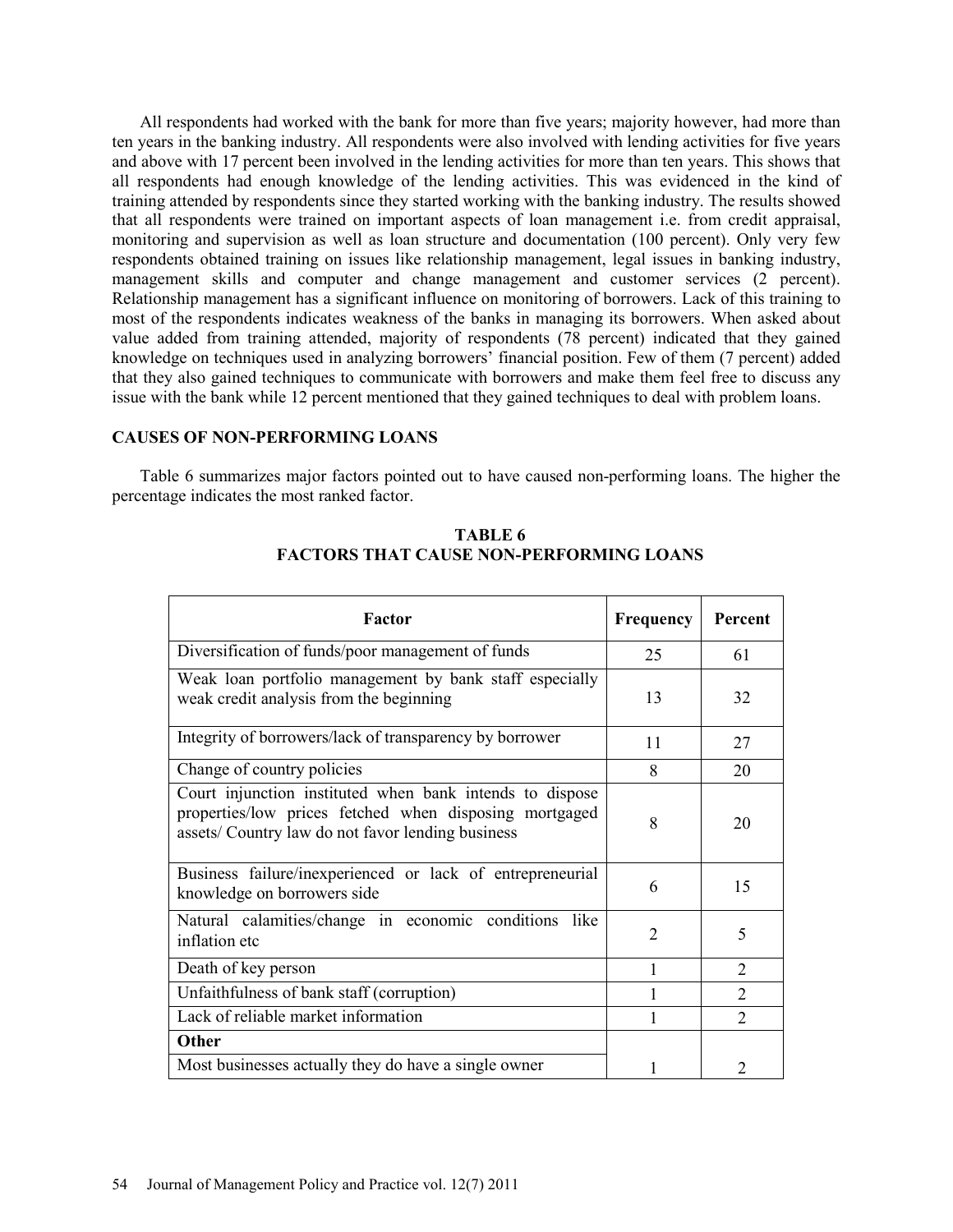All respondents had worked with the bank for more than five years; majority however, had more than ten years in the banking industry. All respondents were also involved with lending activities for five years and above with 17 percent been involved in the lending activities for more than ten years. This shows that all respondents had enough knowledge of the lending activities. This was evidenced in the kind of training attended by respondents since they started working with the banking industry. The results showed that all respondents were trained on important aspects of loan management i.e. from credit appraisal, monitoring and supervision as well as loan structure and documentation (100 percent). Only very few respondents obtained training on issues like relationship management, legal issues in banking industry, management skills and computer and change management and customer services (2 percent). Relationship management has a significant influence on monitoring of borrowers. Lack of this training to most of the respondents indicates weakness of the banks in managing its borrowers. When asked about value added from training attended, majority of respondents (78 percent) indicated that they gained knowledge on techniques used in analyzing borrowers' financial position. Few of them (7 percent) added that they also gained techniques to communicate with borrowers and make them feel free to discuss any issue with the bank while 12 percent mentioned that they gained techniques to deal with problem loans.

## CAUSES OF NON-PERFORMING LOANS

Table 6 summarizes major factors pointed out to have caused non-performing loans. The higher the percentage indicates the most ranked factor.

**TABLE 6**
**FACTORS THAT CAUSE NON-PERFORMING LOANS**

| Factor | Frequency | Percent |
|---|---|---|
| Diversification of funds/poor management of funds | 25 | 61 |
| Weak loan portfolio management by bank staff especially weak credit analysis from the beginning | 13 | 32 |
| Integrity of borrowers/lack of transparency by borrower | 11 | 27 |
| Change of country policies | 8 | 20 |
| Court injunction instituted when bank intends to dispose properties/low prices fetched when disposing mortgaged assets/ Country law do not favor lending business | 8 | 20 |
| Business failure/inexperienced or lack of entrepreneurial knowledge on borrowers side | 6 | 15 |
| Natural calamities/change in economic conditions like inflation etc | 2 | 5 |
| Death of key person | 1 | 2 |
| Unfaithfulness of bank staff (corruption) | 1 | 2 |
| Lack of reliable market information | 1 | 2 |
| **Other** | | |
| Most businesses actually they do have a single owner | 1 | 2 |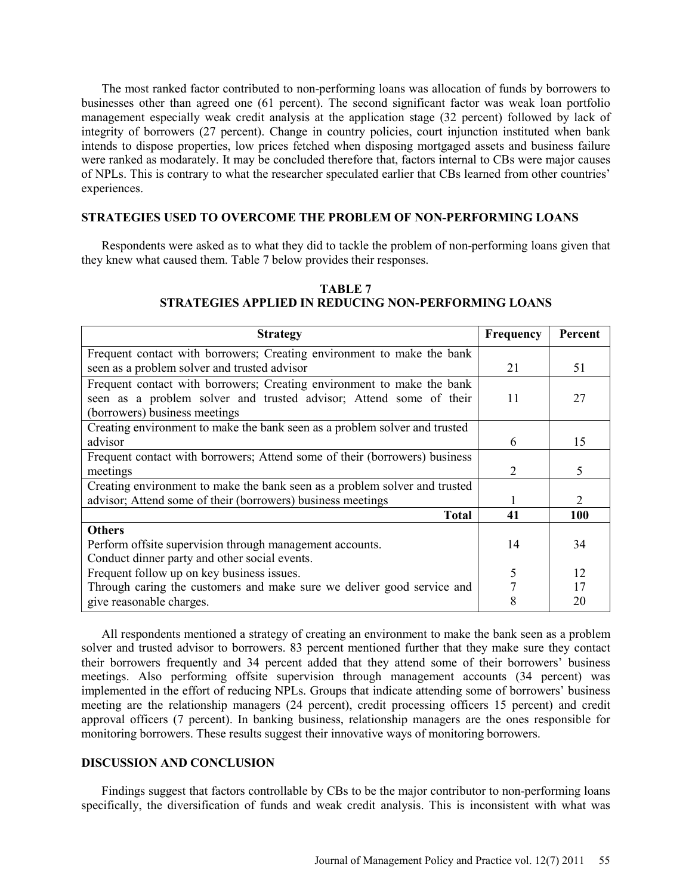The most ranked factor contributed to non-performing loans was allocation of funds by borrowers to businesses other than agreed one (61 percent). The second significant factor was weak loan portfolio management especially weak credit analysis at the application stage (32 percent) followed by lack of integrity of borrowers (27 percent). Change in country policies, court injunction instituted when bank intends to dispose properties, low prices fetched when disposing mortgaged assets and business failure were ranked as modarately. It may be concluded therefore that, factors internal to CBs were major causes of NPLs. This is contrary to what the researcher speculated earlier that CBs learned from other countries' experiences.

## STRATEGIES USED TO OVERCOME THE PROBLEM OF NON-PERFORMING LOANS

Respondents were asked as to what they did to tackle the problem of non-performing loans given that they knew what caused them. Table 7 below provides their responses.

**TABLE 7**
**STRATEGIES APPLIED IN REDUCING NON-PERFORMING LOANS**

| Strategy | Frequency | Percent |
|---|---|---|
| Frequent contact with borrowers; Creating environment to make the bank seen as a problem solver and trusted advisor | 21 | 51 |
| Frequent contact with borrowers; Creating environment to make the bank seen as a problem solver and trusted advisor; Attend some of their (borrowers) business meetings | 11 | 27 |
| Creating environment to make the bank seen as a problem solver and trusted advisor | 6 | 15 |
| Frequent contact with borrowers; Attend some of their (borrowers) business meetings | 2 | 5 |
| Creating environment to make the bank seen as a problem solver and trusted advisor; Attend some of their (borrowers) business meetings | 1 | 2 |
| **Total** | **41** | **100** |
| **Others** | | |
| Perform offsite supervision through management accounts. | 14 | 34 |
| Conduct dinner party and other social events. | | |
| Frequent follow up on key business issues. | 5 | 12 |
| Through caring the customers and make sure we deliver good service and | 7 | 17 |
| give reasonable charges. | 8 | 20 |

All respondents mentioned a strategy of creating an environment to make the bank seen as a problem solver and trusted advisor to borrowers. 83 percent mentioned further that they make sure they contact their borrowers frequently and 34 percent added that they attend some of their borrowers' business meetings. Also performing offsite supervision through management accounts (34 percent) was implemented in the effort of reducing NPLs. Groups that indicate attending some of borrowers' business meeting are the relationship managers (24 percent), credit processing officers 15 percent) and credit approval officers (7 percent). In banking business, relationship managers are the ones responsible for monitoring borrowers. These results suggest their innovative ways of monitoring borrowers.

## DISCUSSION AND CONCLUSION

Findings suggest that factors controllable by CBs to be the major contributor to non-performing loans specifically, the diversification of funds and weak credit analysis. This is inconsistent with what was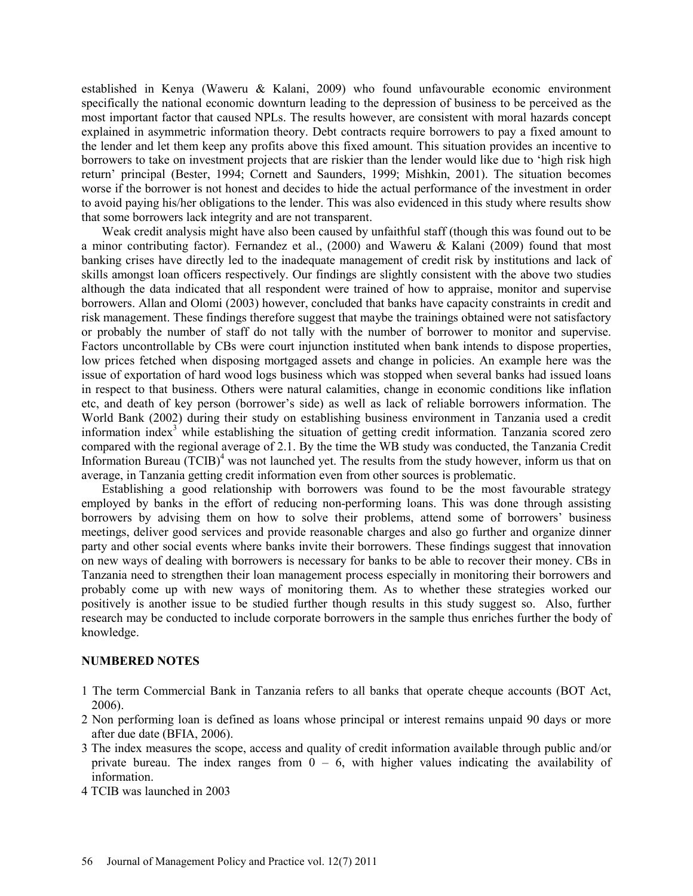established in Kenya (Waweru & Kalani, 2009) who found unfavourable economic environment specifically the national economic downturn leading to the depression of business to be perceived as the most important factor that caused NPLs. The results however, are consistent with moral hazards concept explained in asymmetric information theory. Debt contracts require borrowers to pay a fixed amount to the lender and let them keep any profits above this fixed amount. This situation provides an incentive to borrowers to take on investment projects that are riskier than the lender would like due to 'high risk high return' principal (Bester, 1994; Cornett and Saunders, 1999; Mishkin, 2001). The situation becomes worse if the borrower is not honest and decides to hide the actual performance of the investment in order to avoid paying his/her obligations to the lender. This was also evidenced in this study where results show that some borrowers lack integrity and are not transparent.

Weak credit analysis might have also been caused by unfaithful staff (though this was found out to be a minor contributing factor). Fernandez et al., (2000) and Waweru & Kalani (2009) found that most banking crises have directly led to the inadequate management of credit risk by institutions and lack of skills amongst loan officers respectively. Our findings are slightly consistent with the above two studies although the data indicated that all respondent were trained of how to appraise, monitor and supervise borrowers. Allan and Olomi (2003) however, concluded that banks have capacity constraints in credit and risk management. These findings therefore suggest that maybe the trainings obtained were not satisfactory or probably the number of staff do not tally with the number of borrower to monitor and supervise. Factors uncontrollable by CBs were court injunction instituted when bank intends to dispose properties, low prices fetched when disposing mortgaged assets and change in policies. An example here was the issue of exportation of hard wood logs business which was stopped when several banks had issued loans in respect to that business. Others were natural calamities, change in economic conditions like inflation etc, and death of key person (borrower's side) as well as lack of reliable borrowers information. The World Bank (2002) during their study on establishing business environment in Tanzania used a credit information index[3] while establishing the situation of getting credit information. Tanzania scored zero compared with the regional average of 2.1. By the time the WB study was conducted, the Tanzania Credit Information Bureau (TCIB)[4] was not launched yet. The results from the study however, inform us that on average, in Tanzania getting credit information even from other sources is problematic.

Establishing a good relationship with borrowers was found to be the most favourable strategy employed by banks in the effort of reducing non-performing loans. This was done through assisting borrowers by advising them on how to solve their problems, attend some of borrowers' business meetings, deliver good services and provide reasonable charges and also go further and organize dinner party and other social events where banks invite their borrowers. These findings suggest that innovation on new ways of dealing with borrowers is necessary for banks to be able to recover their money. CBs in Tanzania need to strengthen their loan management process especially in monitoring their borrowers and probably come up with new ways of monitoring them. As to whether these strategies worked our positively is another issue to be studied further though results in this study suggest so. Also, further research may be conducted to include corporate borrowers in the sample thus enriches further the body of knowledge.

## NUMBERED NOTES

1 The term Commercial Bank in Tanzania refers to all banks that operate cheque accounts (BOT Act, 2006).

2 Non performing loan is defined as loans whose principal or interest remains unpaid 90 days or more after due date (BFIA, 2006).

3 The index measures the scope, access and quality of credit information available through public and/or private bureau. The index ranges from 0 – 6, with higher values indicating the availability of information.

4 TCIB was launched in 2003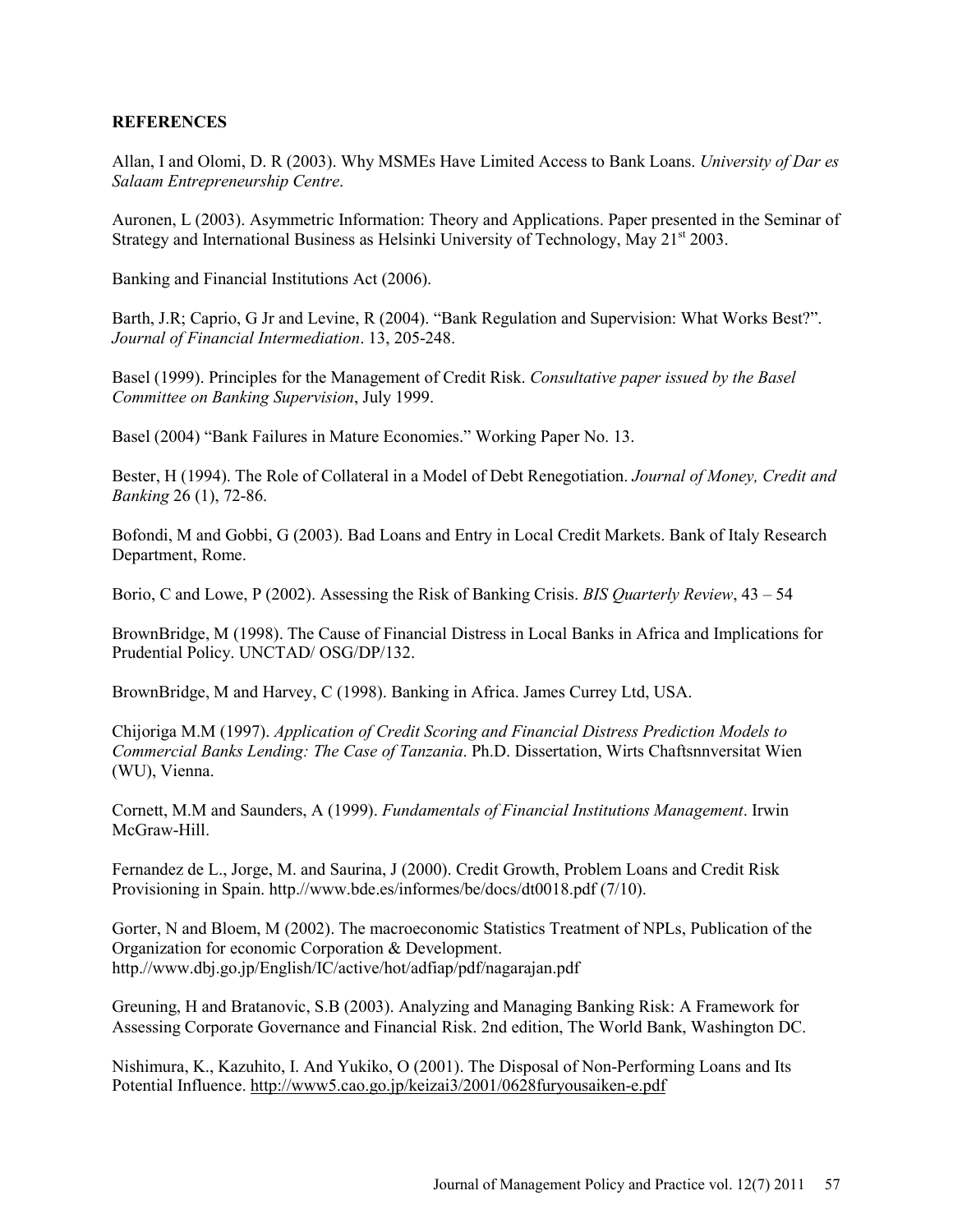**REFERENCES**

Allan, I and Olomi, D. R (2003). Why MSMEs Have Limited Access to Bank Loans. *University of Dar es Salaam Entrepreneurship Centre*.

Auronen, L (2003). Asymmetric Information: Theory and Applications. Paper presented in the Seminar of Strategy and International Business as Helsinki University of Technology, May 21st 2003.

Banking and Financial Institutions Act (2006).

Barth, J.R; Caprio, G Jr and Levine, R (2004). "Bank Regulation and Supervision: What Works Best?". *Journal of Financial Intermediation*. 13, 205-248.

Basel (1999). Principles for the Management of Credit Risk. *Consultative paper issued by the Basel Committee on Banking Supervision*, July 1999.

Basel (2004) "Bank Failures in Mature Economies." Working Paper No. 13.

Bester, H (1994). The Role of Collateral in a Model of Debt Renegotiation. *Journal of Money, Credit and Banking* 26 (1), 72-86.

Bofondi, M and Gobbi, G (2003). Bad Loans and Entry in Local Credit Markets. Bank of Italy Research Department, Rome.

Borio, C and Lowe, P (2002). Assessing the Risk of Banking Crisis. *BIS Quarterly Review*, 43 – 54

BrownBridge, M (1998). The Cause of Financial Distress in Local Banks in Africa and Implications for Prudential Policy. UNCTAD/ OSG/DP/132.

BrownBridge, M and Harvey, C (1998). Banking in Africa. James Currey Ltd, USA.

Chijoriga M.M (1997). *Application of Credit Scoring and Financial Distress Prediction Models to Commercial Banks Lending: The Case of Tanzania*. Ph.D. Dissertation, Wirts Chaftsnnversitat Wien (WU), Vienna.

Cornett, M.M and Saunders, A (1999). *Fundamentals of Financial Institutions Management*. Irwin McGraw-Hill.

Fernandez de L., Jorge, M. and Saurina, J (2000). Credit Growth, Problem Loans and Credit Risk Provisioning in Spain. http.//www.bde.es/informes/be/docs/dt0018.pdf (7/10).

Gorter, N and Bloem, M (2002). The macroeconomic Statistics Treatment of NPLs, Publication of the Organization for economic Corporation & Development. http.//www.dbj.go.jp/English/IC/active/hot/adfiap/pdf/nagarajan.pdf

Greuning, H and Bratanovic, S.B (2003). Analyzing and Managing Banking Risk: A Framework for Assessing Corporate Governance and Financial Risk. 2nd edition, The World Bank, Washington DC.

Nishimura, K., Kazuhito, I. And Yukiko, O (2001). The Disposal of Non-Performing Loans and Its Potential Influence. http://www5.cao.go.jp/keizai3/2001/0628furyousaiken-e.pdf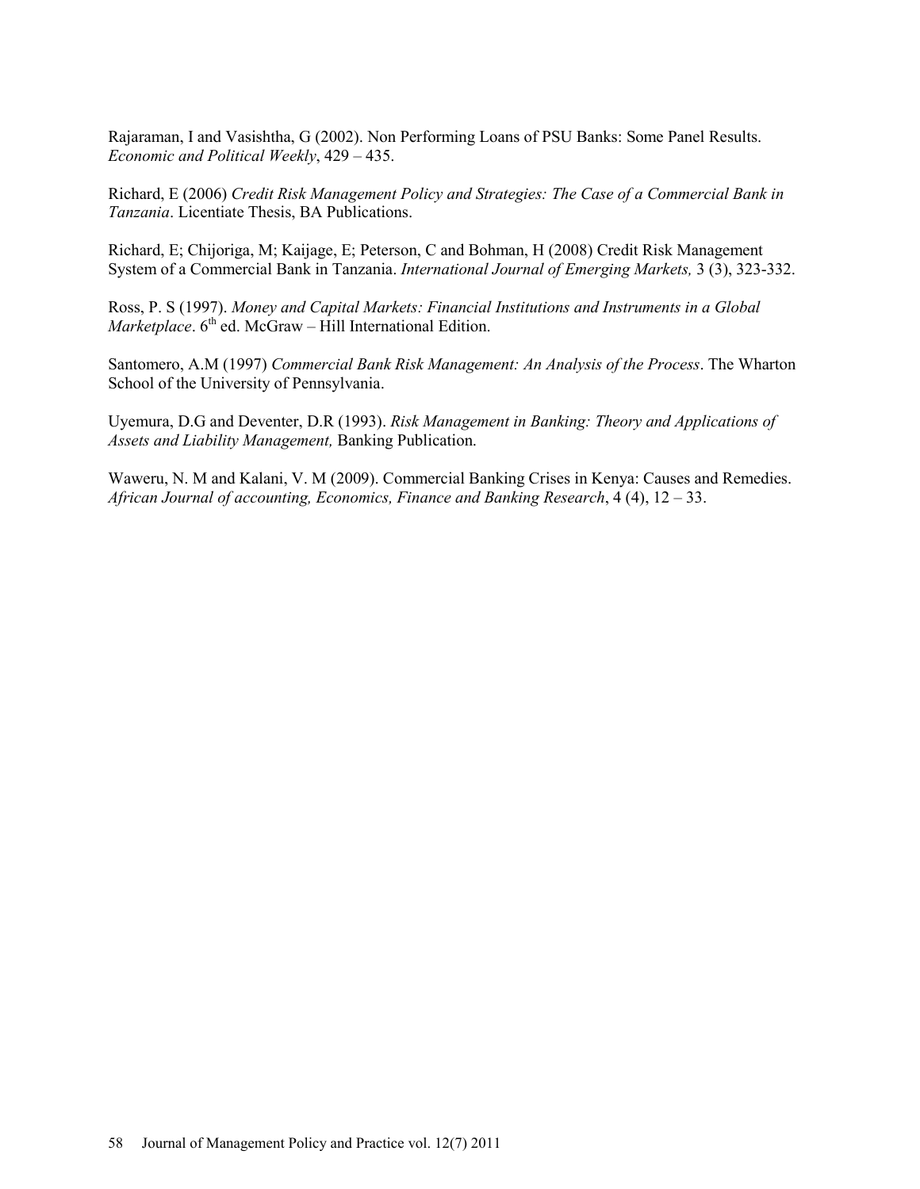Rajaraman, I and Vasishtha, G (2002). Non Performing Loans of PSU Banks: Some Panel Results. *Economic and Political Weekly*, 429 – 435.

Richard, E (2006) *Credit Risk Management Policy and Strategies: The Case of a Commercial Bank in Tanzania*. Licentiate Thesis, BA Publications.

Richard, E; Chijoriga, M; Kaijage, E; Peterson, C and Bohman, H (2008) Credit Risk Management System of a Commercial Bank in Tanzania. *International Journal of Emerging Markets,* 3 (3), 323-332.

Ross, P. S (1997). *Money and Capital Markets: Financial Institutions and Instruments in a Global Marketplace*. 6th ed. McGraw – Hill International Edition.

Santomero, A.M (1997) *Commercial Bank Risk Management: An Analysis of the Process*. The Wharton School of the University of Pennsylvania.

Uyemura, D.G and Deventer, D.R (1993). *Risk Management in Banking: Theory and Applications of Assets and Liability Management,* Banking Publication.

Waweru, N. M and Kalani, V. M (2009). Commercial Banking Crises in Kenya: Causes and Remedies. *African Journal of accounting, Economics, Finance and Banking Research*, 4 (4), 12 – 33.